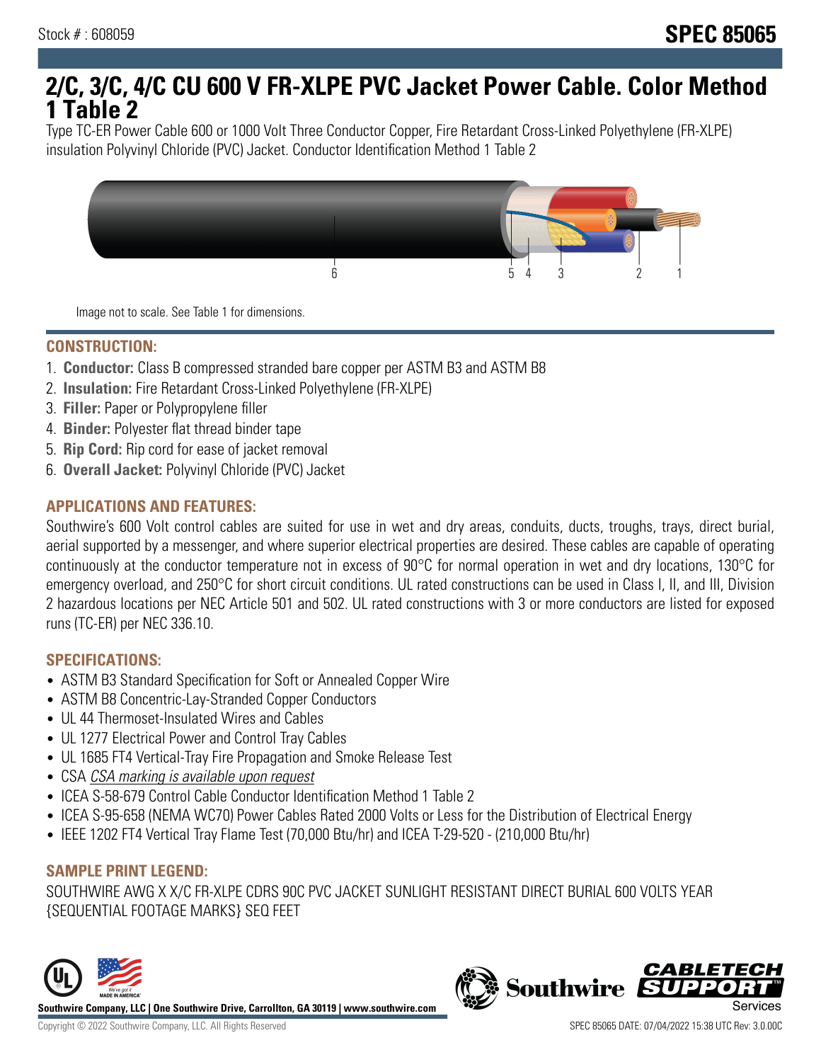Stock # : 608059

# SPEC 85065

# 2/C, 3/C, 4/C CU 600 V FR-XLPE PVC Jacket Power Cable. Color Method 1 Table 2

Type TC-ER Power Cable 600 or 1000 Volt Three Conductor Copper, Fire Retardant Cross-Linked Polyethylene (FR-XLPE) insulation Polyvinyl Chloride (PVC) Jacket. Conductor Identification Method 1 Table 2

Image not to scale. See Table 1 for dimensions.

## CONSTRUCTION:

1. **Conductor:** Class B compressed stranded bare copper per ASTM B3 and ASTM B8
2. **Insulation:** Fire Retardant Cross-Linked Polyethylene (FR-XLPE)
3. **Filler:** Paper or Polypropylene filler
4. **Binder:** Polyester flat thread binder tape
5. **Rip Cord:** Rip cord for ease of jacket removal
6. **Overall Jacket:** Polyvinyl Chloride (PVC) Jacket

## APPLICATIONS AND FEATURES:

Southwire's 600 Volt control cables are suited for use in wet and dry areas, conduits, ducts, troughs, trays, direct burial, aerial supported by a messenger, and where superior electrical properties are desired. These cables are capable of operating continuously at the conductor temperature not in excess of 90°C for normal operation in wet and dry locations, 130°C for emergency overload, and 250°C for short circuit conditions. UL rated constructions can be used in Class I, II, and III, Division 2 hazardous locations per NEC Article 501 and 502. UL rated constructions with 3 or more conductors are listed for exposed runs (TC-ER) per NEC 336.10.

## SPECIFICATIONS:

- ASTM B3 Standard Specification for Soft or Annealed Copper Wire
- ASTM B8 Concentric-Lay-Stranded Copper Conductors
- UL 44 Thermoset-Insulated Wires and Cables
- UL 1277 Electrical Power and Control Tray Cables
- UL 1685 FT4 Vertical-Tray Fire Propagation and Smoke Release Test
- CSA *CSA marking is available upon request*
- ICEA S-58-679 Control Cable Conductor Identification Method 1 Table 2
- ICEA S-95-658 (NEMA WC70) Power Cables Rated 2000 Volts or Less for the Distribution of Electrical Energy
- IEEE 1202 FT4 Vertical Tray Flame Test (70,000 Btu/hr) and ICEA T-29-520 - (210,000 Btu/hr)

## SAMPLE PRINT LEGEND:

SOUTHWIRE AWG X X/C FR-XLPE CDRS 90C PVC JACKET SUNLIGHT RESISTANT DIRECT BURIAL 600 VOLTS YEAR {SEQUENTIAL FOOTAGE MARKS} SEQ FEET

**Southwire Company, LLC | One Southwire Drive, Carrollton, GA 30119 | www.southwire.com**

Copyright © 2022 Southwire Company, LLC. All Rights Reserved

SPEC 85065 DATE: 07/04/2022 15:38 UTC Rev: 3.0.00C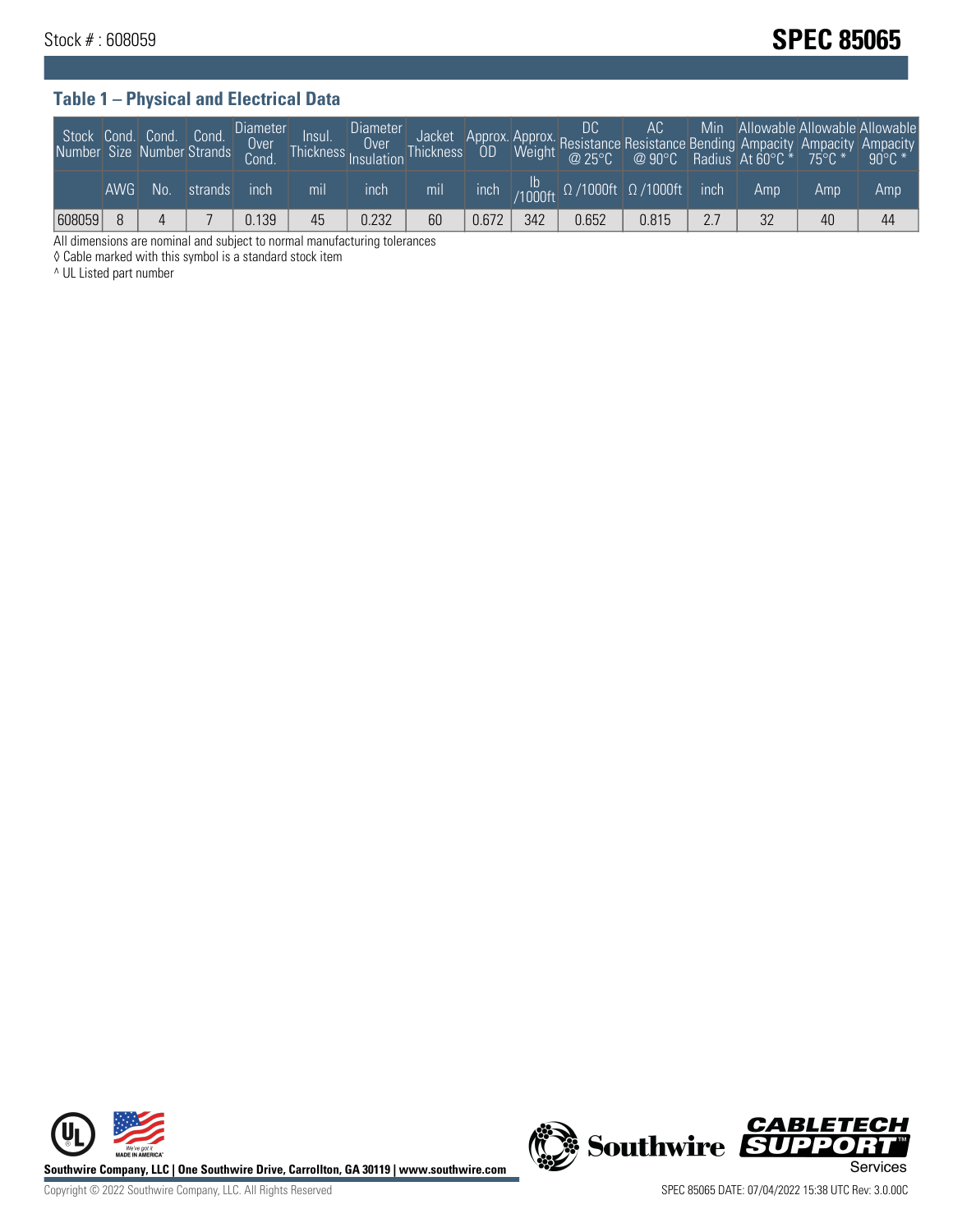## Table 1 – Physical and Electrical Data

| Stock Number | Cond. Size | Cond. Number | Cond. Strands | Diameter Over Cond. | Insul. Thickness | Diameter Over Insulation | Jacket Thickness | Approx. OD | Approx. Weight | DC Resistance @ 25°C | AC Resistance @ 90°C | Min Bending Radius | Allowable Ampacity At 60°C * | Allowable Ampacity 75°C * | Allowable Ampacity 90°C * |
|---|---|---|---|---|---|---|---|---|---|---|---|---|---|---|---|
| | AWG | No. | strands | inch | mil | inch | mil | inch | lb /1000ft | Ω /1000ft | Ω /1000ft | inch | Amp | Amp | Amp |
| 608059 | 8 | 4 | 7 | 0.139 | 45 | 0.232 | 60 | 0.672 | 342 | 0.652 | 0.815 | 2.7 | 32 | 40 | 44 |

All dimensions are nominal and subject to normal manufacturing tolerances

◊ Cable marked with this symbol is a standard stock item

^ UL Listed part number

Southwire Company, LLC | One Southwire Drive, Carrollton, GA 30119 | www.southwire.com

Copyright © 2022 Southwire Company, LLC. All Rights Reserved

SPEC 85065 DATE: 07/04/2022 15:38 UTC Rev: 3.0.00C